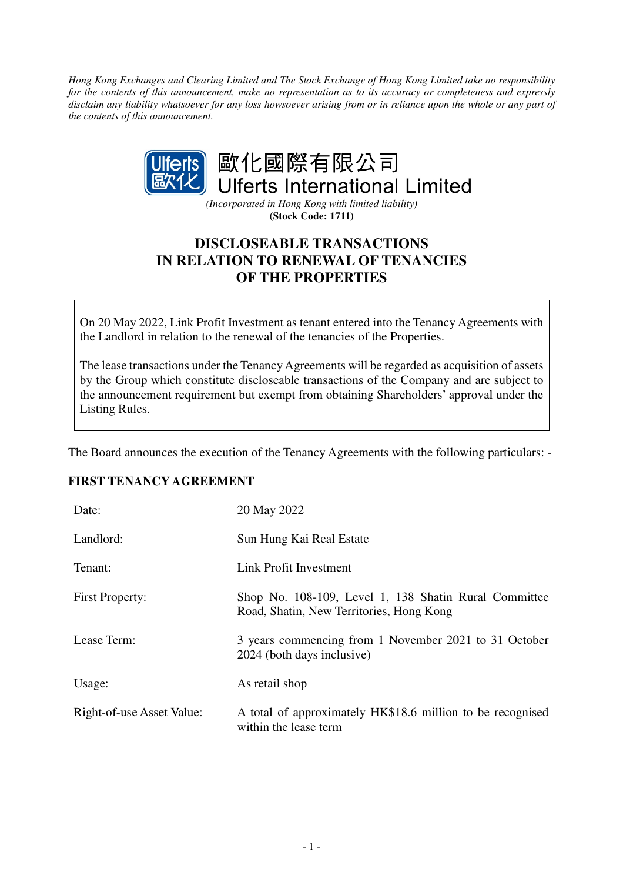*Hong Kong Exchanges and Clearing Limited and The Stock Exchange of Hong Kong Limited take no responsibility for the contents of this announcement, make no representation as to its accuracy or completeness and expressly disclaim any liability whatsoever for any loss howsoever arising from or in reliance upon the whole or any part of the contents of this announcement.*

# 歐化國際有限公司
# Ulferts International Limited

*(Incorporated in Hong Kong with limited liability)*

**(Stock Code: 1711)**

## DISCLOSEABLE TRANSACTIONS IN RELATION TO RENEWAL OF TENANCIES OF THE PROPERTIES

On 20 May 2022, Link Profit Investment as tenant entered into the Tenancy Agreements with the Landlord in relation to the renewal of the tenancies of the Properties.

The lease transactions under the Tenancy Agreements will be regarded as acquisition of assets by the Group which constitute discloseable transactions of the Company and are subject to the announcement requirement but exempt from obtaining Shareholders' approval under the Listing Rules.

The Board announces the execution of the Tenancy Agreements with the following particulars: -

### FIRST TENANCY AGREEMENT

| | |
|---|---|
| Date: | 20 May 2022 |
| Landlord: | Sun Hung Kai Real Estate |
| Tenant: | Link Profit Investment |
| First Property: | Shop No. 108-109, Level 1, 138 Shatin Rural Committee Road, Shatin, New Territories, Hong Kong |
| Lease Term: | 3 years commencing from 1 November 2021 to 31 October 2024 (both days inclusive) |
| Usage: | As retail shop |
| Right-of-use Asset Value: | A total of approximately HK$18.6 million to be recognised within the lease term |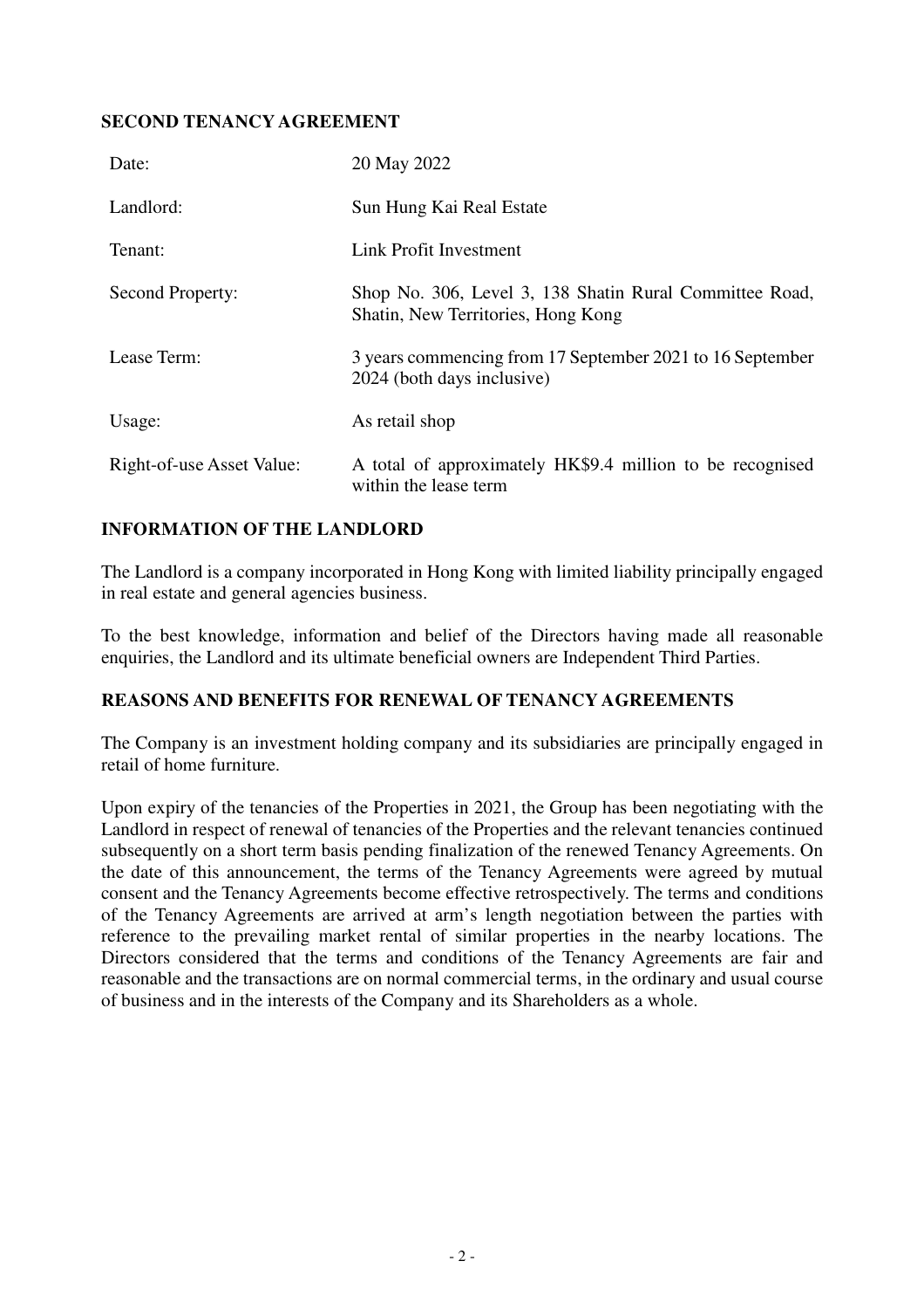**SECOND TENANCY AGREEMENT**

| | |
|---|---|
| Date: | 20 May 2022 |
| Landlord: | Sun Hung Kai Real Estate |
| Tenant: | Link Profit Investment |
| Second Property: | Shop No. 306, Level 3, 138 Shatin Rural Committee Road, Shatin, New Territories, Hong Kong |
| Lease Term: | 3 years commencing from 17 September 2021 to 16 September 2024 (both days inclusive) |
| Usage: | As retail shop |
| Right-of-use Asset Value: | A total of approximately HK$9.4 million to be recognised within the lease term |

**INFORMATION OF THE LANDLORD**

The Landlord is a company incorporated in Hong Kong with limited liability principally engaged in real estate and general agencies business.

To the best knowledge, information and belief of the Directors having made all reasonable enquiries, the Landlord and its ultimate beneficial owners are Independent Third Parties.

**REASONS AND BENEFITS FOR RENEWAL OF TENANCY AGREEMENTS**

The Company is an investment holding company and its subsidiaries are principally engaged in retail of home furniture.

Upon expiry of the tenancies of the Properties in 2021, the Group has been negotiating with the Landlord in respect of renewal of tenancies of the Properties and the relevant tenancies continued subsequently on a short term basis pending finalization of the renewed Tenancy Agreements. On the date of this announcement, the terms of the Tenancy Agreements were agreed by mutual consent and the Tenancy Agreements become effective retrospectively. The terms and conditions of the Tenancy Agreements are arrived at arm's length negotiation between the parties with reference to the prevailing market rental of similar properties in the nearby locations. The Directors considered that the terms and conditions of the Tenancy Agreements are fair and reasonable and the transactions are on normal commercial terms, in the ordinary and usual course of business and in the interests of the Company and its Shareholders as a whole.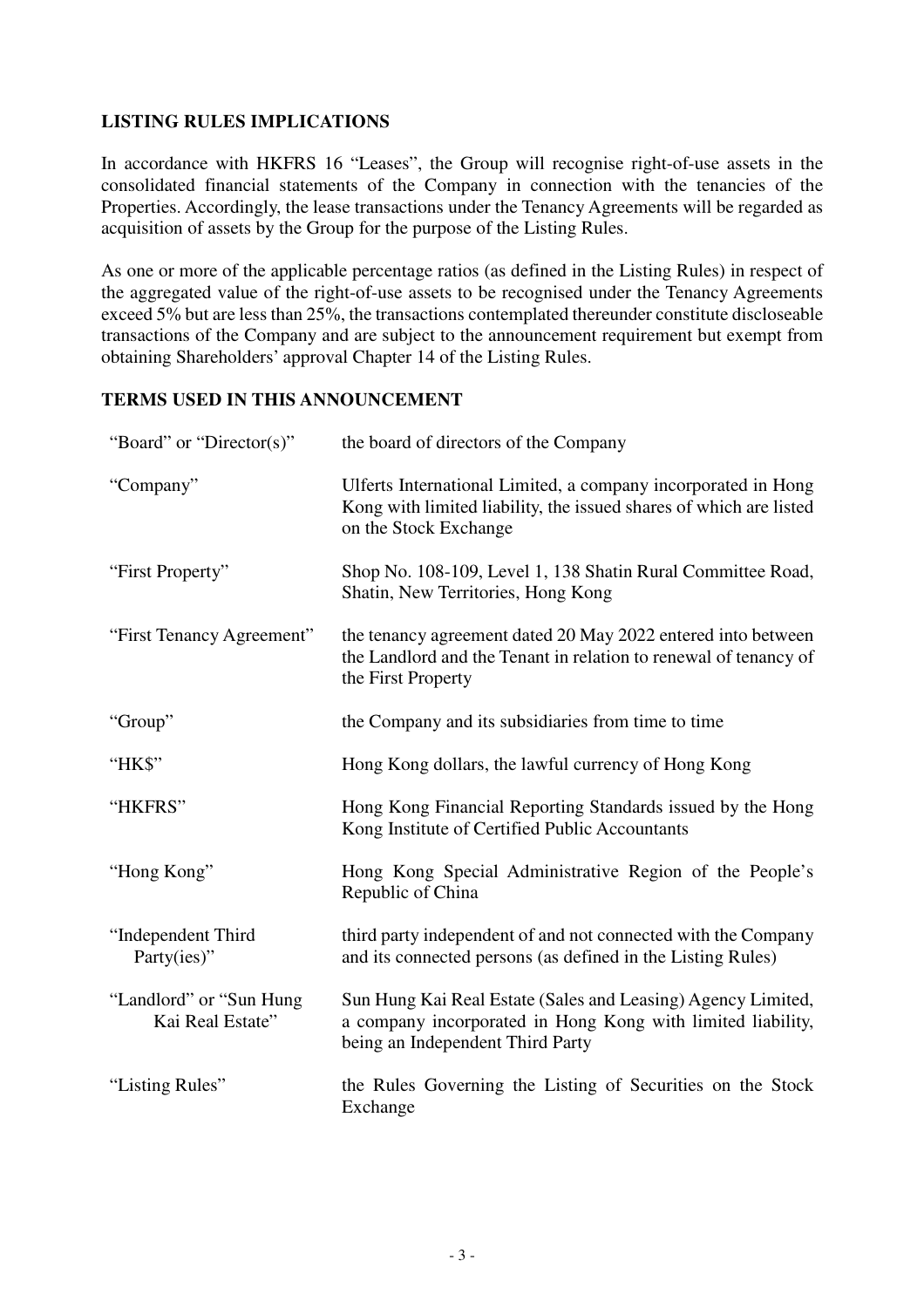## LISTING RULES IMPLICATIONS

In accordance with HKFRS 16 "Leases", the Group will recognise right-of-use assets in the consolidated financial statements of the Company in connection with the tenancies of the Properties. Accordingly, the lease transactions under the Tenancy Agreements will be regarded as acquisition of assets by the Group for the purpose of the Listing Rules.

As one or more of the applicable percentage ratios (as defined in the Listing Rules) in respect of the aggregated value of the right-of-use assets to be recognised under the Tenancy Agreements exceed 5% but are less than 25%, the transactions contemplated thereunder constitute discloseable transactions of the Company and are subject to the announcement requirement but exempt from obtaining Shareholders' approval Chapter 14 of the Listing Rules.

## TERMS USED IN THIS ANNOUNCEMENT

| | |
|---|---|
| "Board" or "Director(s)" | the board of directors of the Company |
| "Company" | Ulferts International Limited, a company incorporated in Hong Kong with limited liability, the issued shares of which are listed on the Stock Exchange |
| "First Property" | Shop No. 108-109, Level 1, 138 Shatin Rural Committee Road, Shatin, New Territories, Hong Kong |
| "First Tenancy Agreement" | the tenancy agreement dated 20 May 2022 entered into between the Landlord and the Tenant in relation to renewal of tenancy of the First Property |
| "Group" | the Company and its subsidiaries from time to time |
| "HK$" | Hong Kong dollars, the lawful currency of Hong Kong |
| "HKFRS" | Hong Kong Financial Reporting Standards issued by the Hong Kong Institute of Certified Public Accountants |
| "Hong Kong" | Hong Kong Special Administrative Region of the People's Republic of China |
| "Independent Third Party(ies)" | third party independent of and not connected with the Company and its connected persons (as defined in the Listing Rules) |
| "Landlord" or "Sun Hung Kai Real Estate" | Sun Hung Kai Real Estate (Sales and Leasing) Agency Limited, a company incorporated in Hong Kong with limited liability, being an Independent Third Party |
| "Listing Rules" | the Rules Governing the Listing of Securities on the Stock Exchange |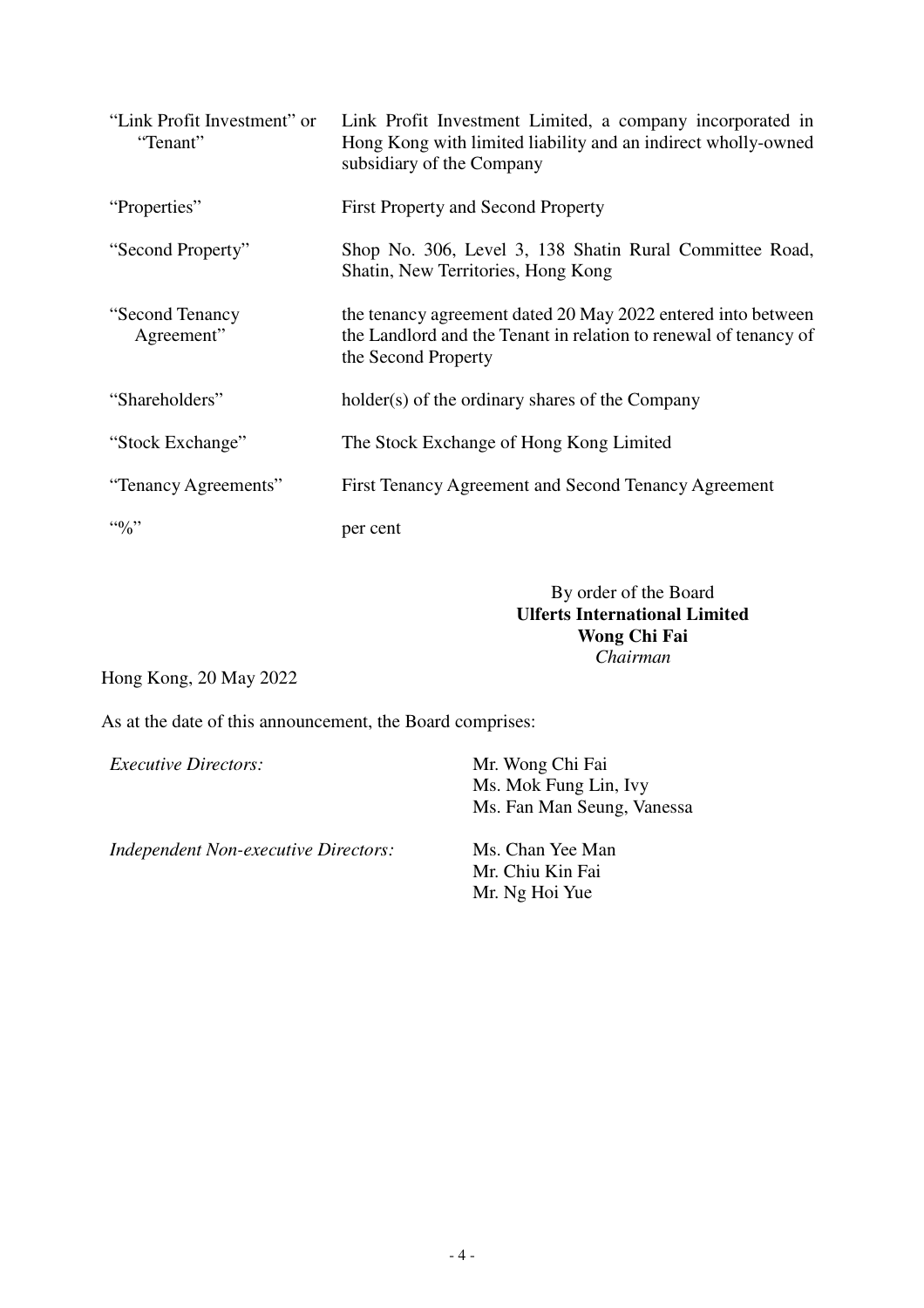| | |
|---|---|
| "Link Profit Investment" or "Tenant" | Link Profit Investment Limited, a company incorporated in Hong Kong with limited liability and an indirect wholly-owned subsidiary of the Company |
| "Properties" | First Property and Second Property |
| "Second Property" | Shop No. 306, Level 3, 138 Shatin Rural Committee Road, Shatin, New Territories, Hong Kong |
| "Second Tenancy Agreement" | the tenancy agreement dated 20 May 2022 entered into between the Landlord and the Tenant in relation to renewal of tenancy of the Second Property |
| "Shareholders" | holder(s) of the ordinary shares of the Company |
| "Stock Exchange" | The Stock Exchange of Hong Kong Limited |
| "Tenancy Agreements" | First Tenancy Agreement and Second Tenancy Agreement |
| "%" | per cent |

By order of the Board
**Ulferts International Limited**
**Wong Chi Fai**
*Chairman*

Hong Kong, 20 May 2022

As at the date of this announcement, the Board comprises:

| | |
|---|---|
| *Executive Directors:* | Mr. Wong Chi Fai<br>Ms. Mok Fung Lin, Ivy<br>Ms. Fan Man Seung, Vanessa |
| *Independent Non-executive Directors:* | Ms. Chan Yee Man<br>Mr. Chiu Kin Fai<br>Mr. Ng Hoi Yue |